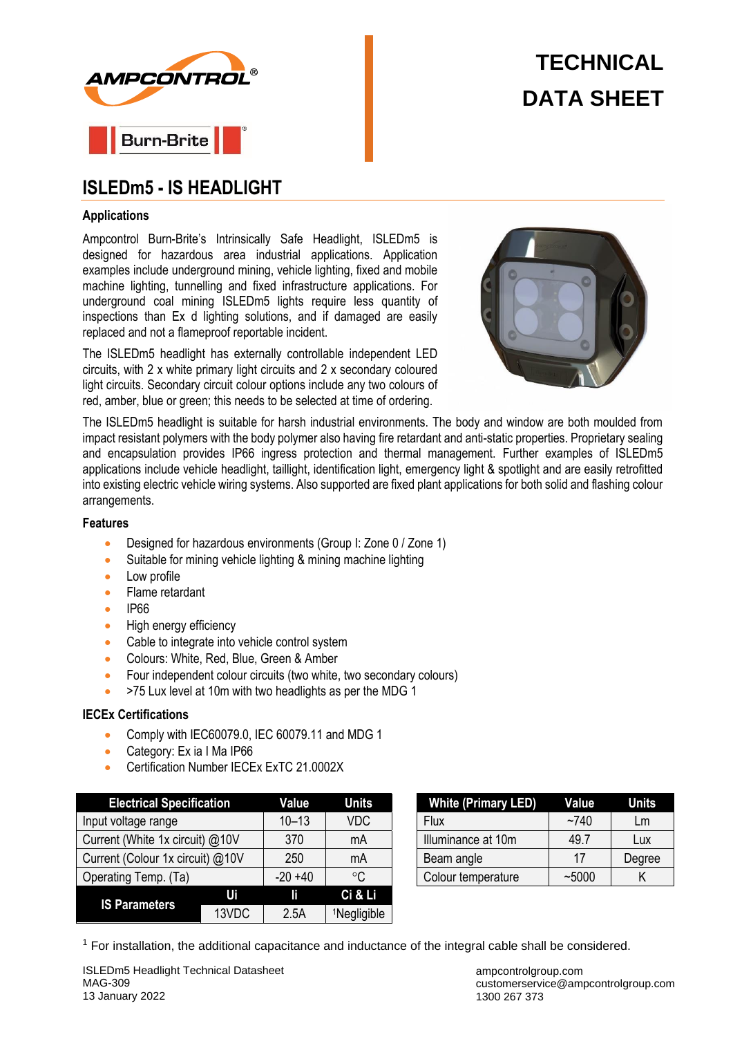# TECHNICAL DATA SHEET

## ISLEDm5 - IS HEADLIGHT

### Applications

Ampcontrol Burn-Brite's Intrinsically Safe Headlight, ISLEDm5 is designed for hazardous area industrial applications. Application examples include underground mining, vehicle lighting, fixed and mobile machine lighting, tunnelling and fixed infrastructure applications. For underground coal mining ISLEDm5 lights require less quantity of inspections than Ex d lighting solutions, and if damaged are easily replaced and not a flameproof reportable incident.

The ISLEDm5 headlight has externally controllable independent LED circuits, with 2 x white primary light circuits and 2 x secondary coloured light circuits. Secondary circuit colour options include any two colours of red, amber, blue or green; this needs to be selected at time of ordering.

The ISLEDm5 headlight is suitable for harsh industrial environments. The body and window are both moulded from impact resistant polymers with the body polymer also having fire retardant and anti-static properties. Proprietary sealing and encapsulation provides IP66 ingress protection and thermal management. Further examples of ISLEDm5 applications include vehicle headlight, taillight, identification light, emergency light & spotlight and are easily retrofitted into existing electric vehicle wiring systems. Also supported are fixed plant applications for both solid and flashing colour arrangements.

### Features

- Designed for hazardous environments (Group I: Zone 0 / Zone 1)
- Suitable for mining vehicle lighting & mining machine lighting
- Low profile
- Flame retardant
- IP66
- High energy efficiency
- Cable to integrate into vehicle control system
- Colours: White, Red, Blue, Green & Amber
- Four independent colour circuits (two white, two secondary colours)
- >75 Lux level at 10m with two headlights as per the MDG 1

### IECEx Certifications

- Comply with IEC60079.0, IEC 60079.11 and MDG 1
- Category: Ex ia I Ma IP66
- Certification Number IECEx ExTC 21.0002X

| Electrical Specification | | Value | Units |
|---|---|---|---|
| Input voltage range | | 10–13 | VDC |
| Current (White 1x circuit) @10V | | 370 | mA |
| Current (Colour 1x circuit) @10V | | 250 | mA |
| Operating Temp. (Ta) | | -20 +40 | °C |
| **IS Parameters** | **Ui** | **Ii** | **Ci & Li** |
| | 13VDC | 2.5A | [1]Negligible |

| White (Primary LED) | Value | Units |
|---|---|---|
| Flux | ~740 | Lm |
| Illuminance at 10m | 49.7 | Lux |
| Beam angle | 17 | Degree |
| Colour temperature | ~5000 | K |

[1] For installation, the additional capacitance and inductance of the integral cable shall be considered.

ISLEDm5 Headlight Technical Datasheet
MAG-309
13 January 2022

ampcontrolgroup.com
customerservice@ampcontrolgroup.com
1300 267 373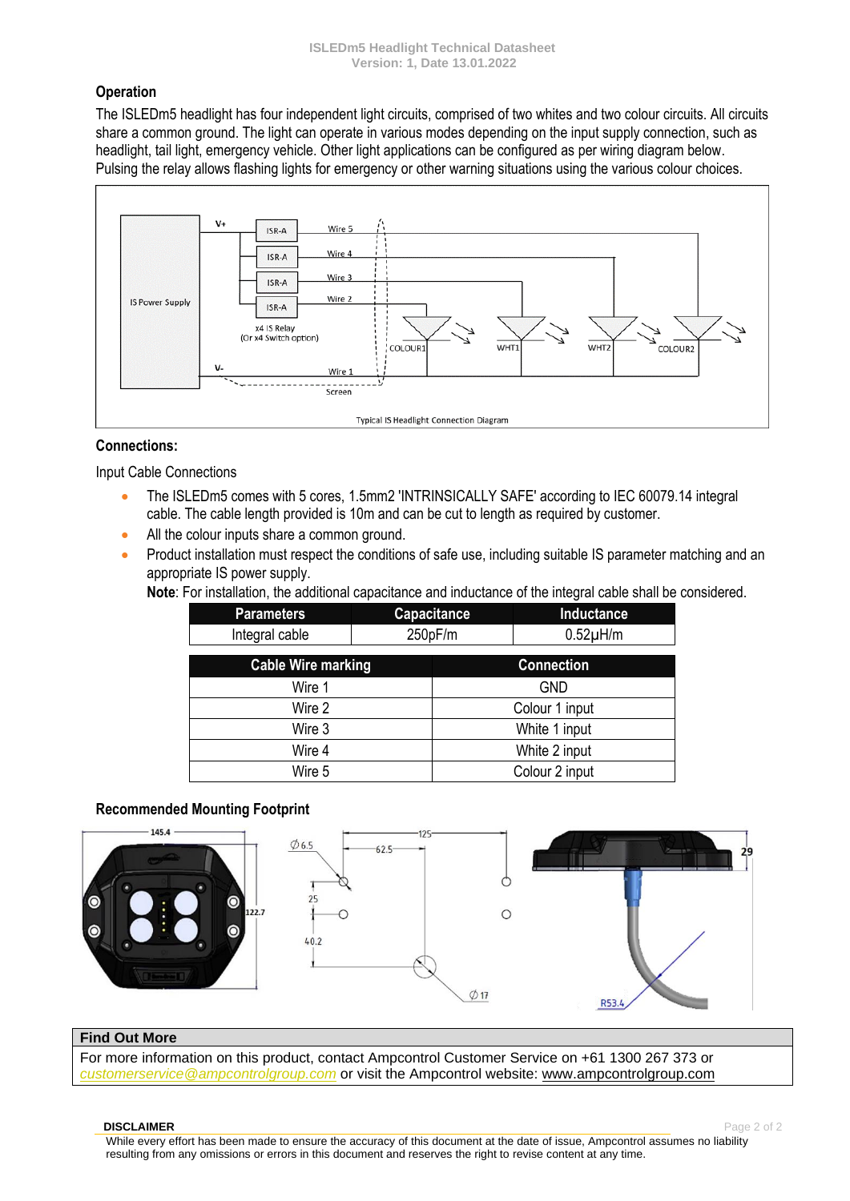## Operation

The ISLEDm5 headlight has four independent light circuits, comprised of two whites and two colour circuits. All circuits share a common ground. The light can operate in various modes depending on the input supply connection, such as headlight, tail light, emergency vehicle. Other light applications can be configured as per wiring diagram below. Pulsing the relay allows flashing lights for emergency or other warning situations using the various colour choices.

IS Power Supply
V+
V-
ISR-A
ISR-A
ISR-A
ISR-A
x4 IS Relay
(Or x4 Switch option)
Wire 5
Wire 4
Wire 3
Wire 2
Wire 1
Screen
COLOUR1
WHT1
WHT2
COLOUR2

Typical IS Headlight Connection Diagram

## Connections:

Input Cable Connections

- The ISLEDm5 comes with 5 cores, 1.5mm2 'INTRINSICALLY SAFE' according to IEC 60079.14 integral cable. The cable length provided is 10m and can be cut to length as required by customer.
- All the colour inputs share a common ground.
- Product installation must respect the conditions of safe use, including suitable IS parameter matching and an appropriate IS power supply.

  **Note**: For installation, the additional capacitance and inductance of the integral cable shall be considered.

| Parameters | Capacitance | Inductance |
|---|---|---|
| Integral cable | 250pF/m | 0.52µH/m |

| Cable Wire marking | Connection |
|---|---|
| Wire 1 | GND |
| Wire 2 | Colour 1 input |
| Wire 3 | White 1 input |
| Wire 4 | White 2 input |
| Wire 5 | Colour 2 input |

## Recommended Mounting Footprint

145.4
122.7
Ø6.5
62.5
125
25
40.2
Ø17
29
R53.4

### Find Out More

For more information on this product, contact Ampcontrol Customer Service on +61 1300 267 373 or *customerservice@ampcontrolgroup.com* or visit the Ampcontrol website: www.ampcontrolgroup.com

**DISCLAIMER**

While every effort has been made to ensure the accuracy of this document at the date of issue, Ampcontrol assumes no liability resulting from any omissions or errors in this document and reserves the right to revise content at any time.